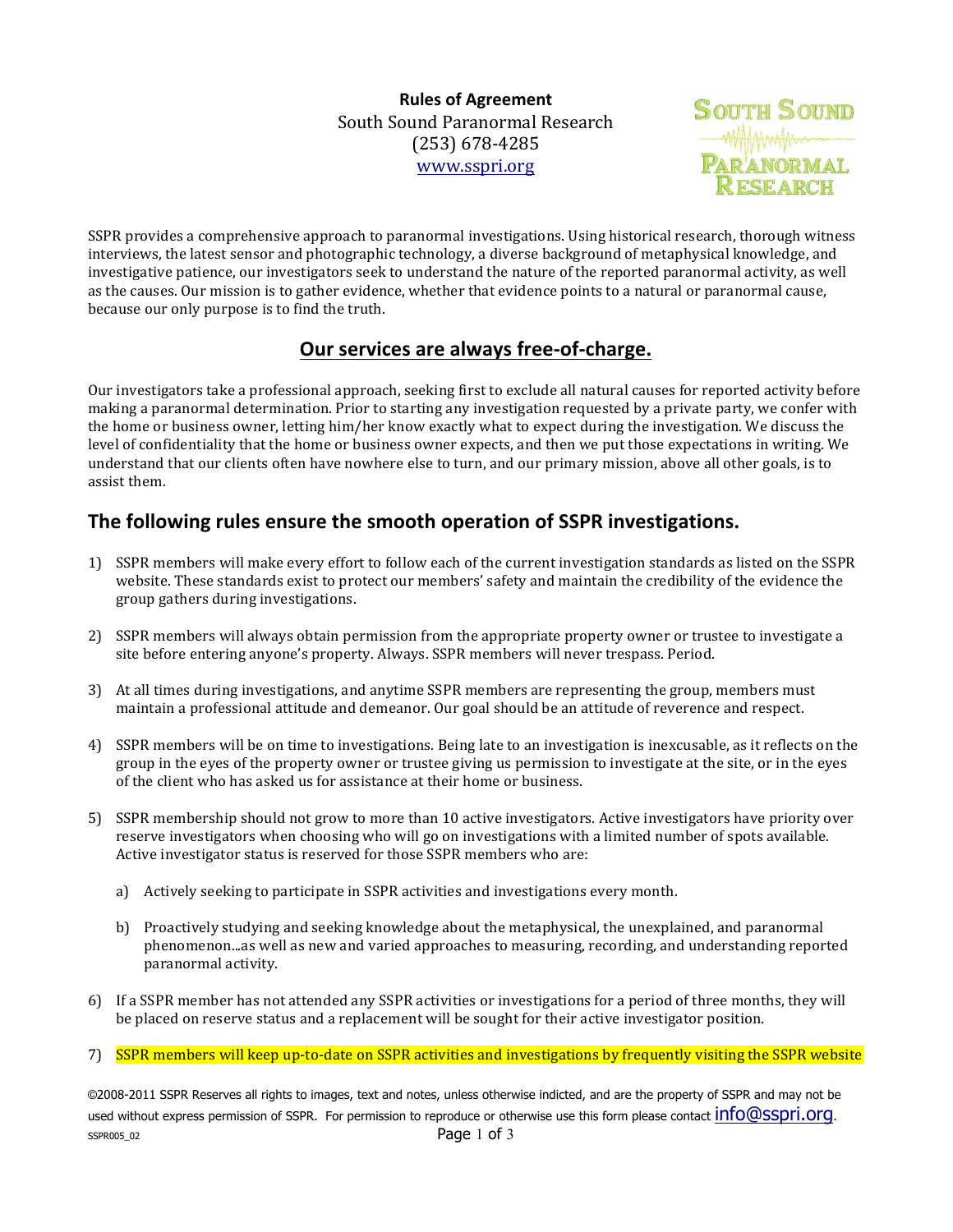**Rules of Agreement**
South Sound Paranormal Research
(253) 678-4285
www.sspri.org

SSPR provides a comprehensive approach to paranormal investigations. Using historical research, thorough witness interviews, the latest sensor and photographic technology, a diverse background of metaphysical knowledge, and investigative patience, our investigators seek to understand the nature of the reported paranormal activity, as well as the causes. Our mission is to gather evidence, whether that evidence points to a natural or paranormal cause, because our only purpose is to find the truth.

## Our services are always free-of-charge.

Our investigators take a professional approach, seeking first to exclude all natural causes for reported activity before making a paranormal determination. Prior to starting any investigation requested by a private party, we confer with the home or business owner, letting him/her know exactly what to expect during the investigation. We discuss the level of confidentiality that the home or business owner expects, and then we put those expectations in writing. We understand that our clients often have nowhere else to turn, and our primary mission, above all other goals, is to assist them.

## The following rules ensure the smooth operation of SSPR investigations.

1) SSPR members will make every effort to follow each of the current investigation standards as listed on the SSPR website. These standards exist to protect our members' safety and maintain the credibility of the evidence the group gathers during investigations.

2) SSPR members will always obtain permission from the appropriate property owner or trustee to investigate a site before entering anyone's property. Always. SSPR members will never trespass. Period.

3) At all times during investigations, and anytime SSPR members are representing the group, members must maintain a professional attitude and demeanor. Our goal should be an attitude of reverence and respect.

4) SSPR members will be on time to investigations. Being late to an investigation is inexcusable, as it reflects on the group in the eyes of the property owner or trustee giving us permission to investigate at the site, or in the eyes of the client who has asked us for assistance at their home or business.

5) SSPR membership should not grow to more than 10 active investigators. Active investigators have priority over reserve investigators when choosing who will go on investigations with a limited number of spots available. Active investigator status is reserved for those SSPR members who are:

    a) Actively seeking to participate in SSPR activities and investigations every month.

    b) Proactively studying and seeking knowledge about the metaphysical, the unexplained, and paranormal phenomenon...as well as new and varied approaches to measuring, recording, and understanding reported paranormal activity.

6) If a SSPR member has not attended any SSPR activities or investigations for a period of three months, they will be placed on reserve status and a replacement will be sought for their active investigator position.

7) SSPR members will keep up-to-date on SSPR activities and investigations by frequently visiting the SSPR website

©2008-2011 SSPR Reserves all rights to images, text and notes, unless otherwise indicted, and are the property of SSPR and may not be used without express permission of SSPR. For permission to reproduce or otherwise use this form please contact info@sspri.org.
SSPR005_02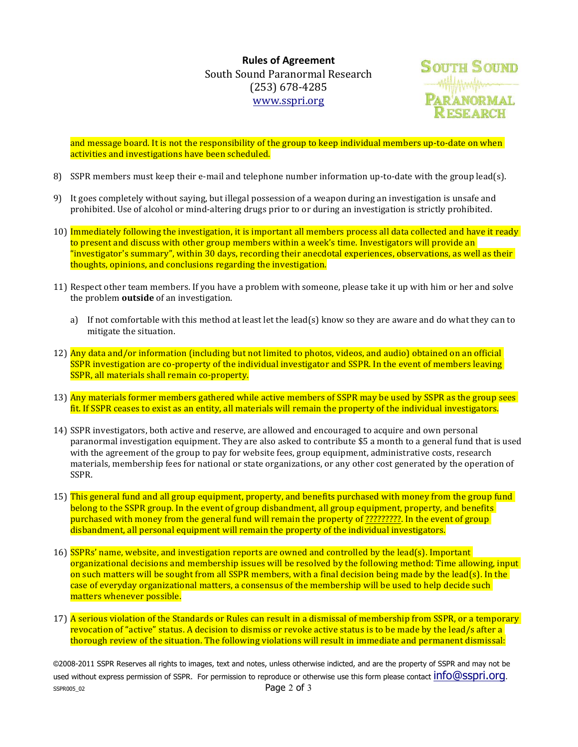and message board. It is not the responsibility of the group to keep individual members up-to-date on when activities and investigations have been scheduled.

8) SSPR members must keep their e-mail and telephone number information up-to-date with the group lead(s).

9) It goes completely without saying, but illegal possession of a weapon during an investigation is unsafe and prohibited. Use of alcohol or mind-altering drugs prior to or during an investigation is strictly prohibited.

10) Immediately following the investigation, it is important all members process all data collected and have it ready to present and discuss with other group members within a week's time. Investigators will provide an "investigator's summary", within 30 days, recording their anecdotal experiences, observations, as well as their thoughts, opinions, and conclusions regarding the investigation.

11) Respect other team members. If you have a problem with someone, please take it up with him or her and solve the problem **outside** of an investigation.

    a) If not comfortable with this method at least let the lead(s) know so they are aware and do what they can to mitigate the situation.

12) Any data and/or information (including but not limited to photos, videos, and audio) obtained on an official SSPR investigation are co-property of the individual investigator and SSPR. In the event of members leaving SSPR, all materials shall remain co-property.

13) Any materials former members gathered while active members of SSPR may be used by SSPR as the group sees fit. If SSPR ceases to exist as an entity, all materials will remain the property of the individual investigators.

14) SSPR investigators, both active and reserve, are allowed and encouraged to acquire and own personal paranormal investigation equipment. They are also asked to contribute $5 a month to a general fund that is used with the agreement of the group to pay for website fees, group equipment, administrative costs, research materials, membership fees for national or state organizations, or any other cost generated by the operation of SSPR.

15) This general fund and all group equipment, property, and benefits purchased with money from the group fund belong to the SSPR group. In the event of group disbandment, all group equipment, property, and benefits purchased with money from the general fund will remain the property of ?????????. In the event of group disbandment, all personal equipment will remain the property of the individual investigators.

16) SSPRs' name, website, and investigation reports are owned and controlled by the lead(s). Important organizational decisions and membership issues will be resolved by the following method: Time allowing, input on such matters will be sought from all SSPR members, with a final decision being made by the lead(s). In the case of everyday organizational matters, a consensus of the membership will be used to help decide such matters whenever possible.

17) A serious violation of the Standards or Rules can result in a dismissal of membership from SSPR, or a temporary revocation of "active" status. A decision to dismiss or revoke active status is to be made by the lead/s after a thorough review of the situation. The following violations will result in immediate and permanent dismissal: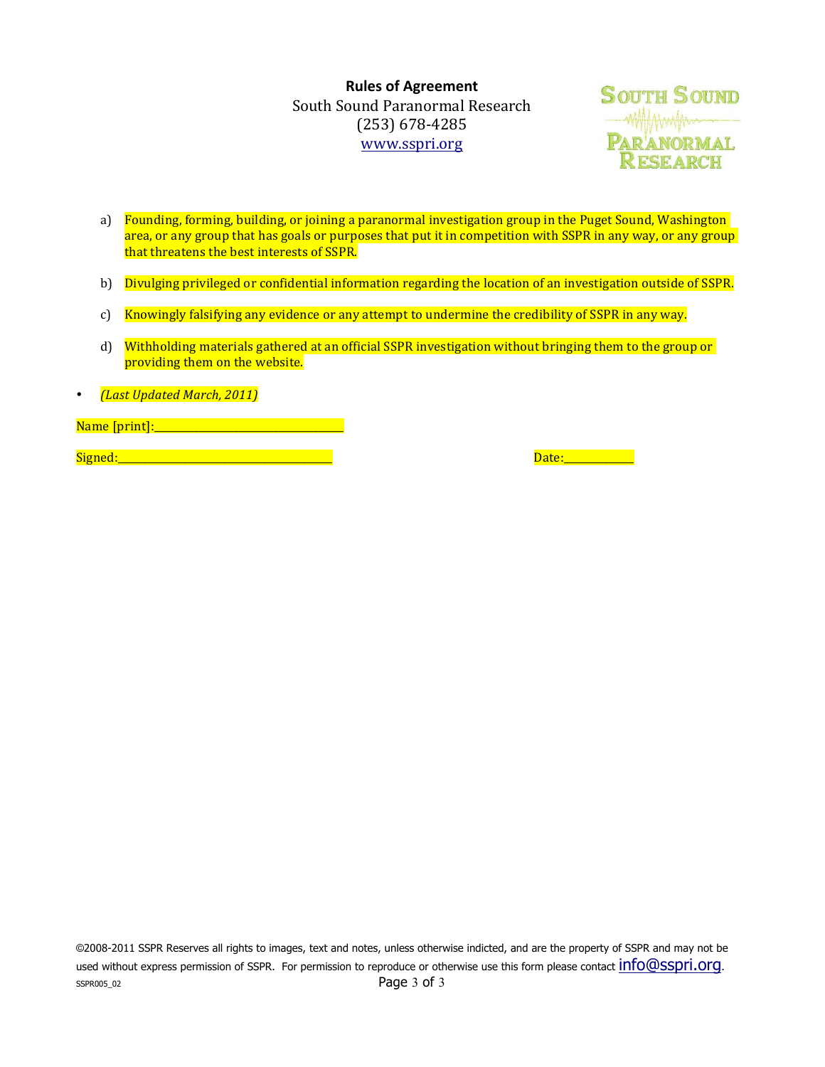**Rules of Agreement**
South Sound Paranormal Research
(253) 678-4285
www.sspri.org

a) Founding, forming, building, or joining a paranormal investigation group in the Puget Sound, Washington area, or any group that has goals or purposes that put it in competition with SSPR in any way, or any group that threatens the best interests of SSPR.

b) Divulging privileged or confidential information regarding the location of an investigation outside of SSPR.

c) Knowingly falsifying any evidence or any attempt to undermine the credibility of SSPR in any way.

d) Withholding materials gathered at an official SSPR investigation without bringing them to the group or providing them on the website.

- *(Last Updated March, 2011)*

Name [print]:________________________________

Signed:____________________________________ Date:____________

©2008-2011 SSPR Reserves all rights to images, text and notes, unless otherwise indicted, and are the property of SSPR and may not be used without express permission of SSPR. For permission to reproduce or otherwise use this form please contact info@sspri.org.

SSPR005_02